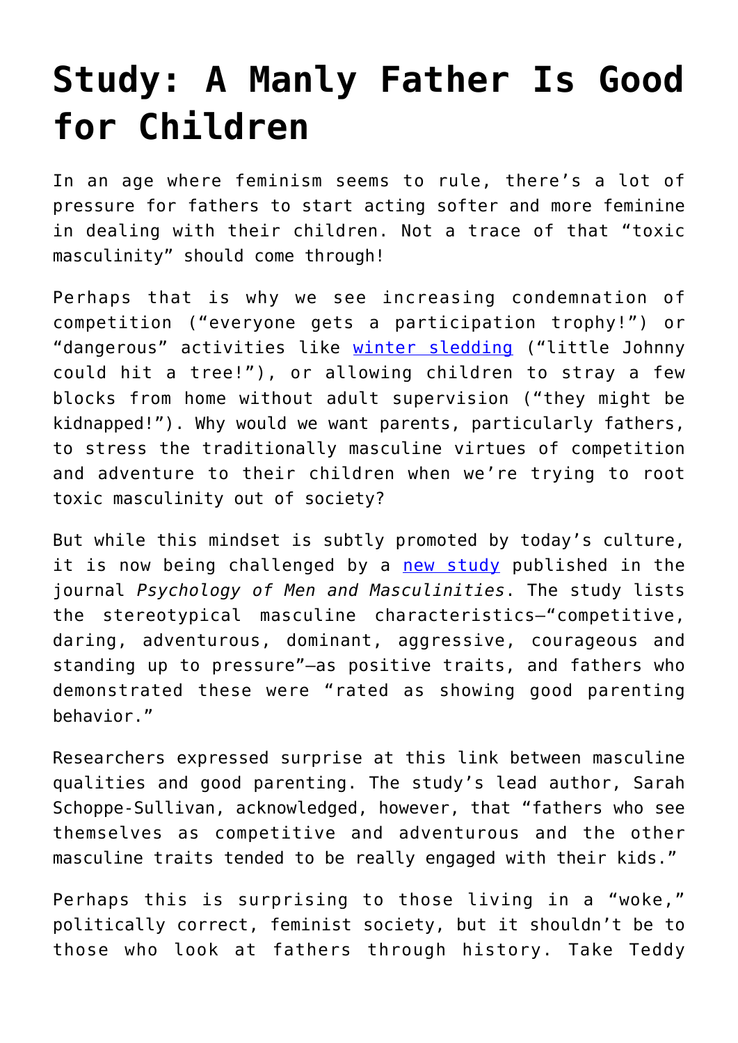# Study: A Manly Father Is Good for Children

In an age where feminism seems to rule, there's a lot of pressure for fathers to start acting softer and more feminine in dealing with their children. Not a trace of that "toxic masculinity" should come through!

Perhaps that is why we see increasing condemnation of competition ("everyone gets a participation trophy!") or "dangerous" activities like winter sledding ("little Johnny could hit a tree!"), or allowing children to stray a few blocks from home without adult supervision ("they might be kidnapped!"). Why would we want parents, particularly fathers, to stress the traditionally masculine virtues of competition and adventure to their children when we're trying to root toxic masculinity out of society?

But while this mindset is subtly promoted by today's culture, it is now being challenged by a new study published in the journal *Psychology of Men and Masculinities*. The study lists the stereotypical masculine characteristics—"competitive, daring, adventurous, dominant, aggressive, courageous and standing up to pressure"—as positive traits, and fathers who demonstrated these were "rated as showing good parenting behavior."

Researchers expressed surprise at this link between masculine qualities and good parenting. The study's lead author, Sarah Schoppe-Sullivan, acknowledged, however, that "fathers who see themselves as competitive and adventurous and the other masculine traits tended to be really engaged with their kids."

Perhaps this is surprising to those living in a "woke," politically correct, feminist society, but it shouldn't be to those who look at fathers through history. Take Teddy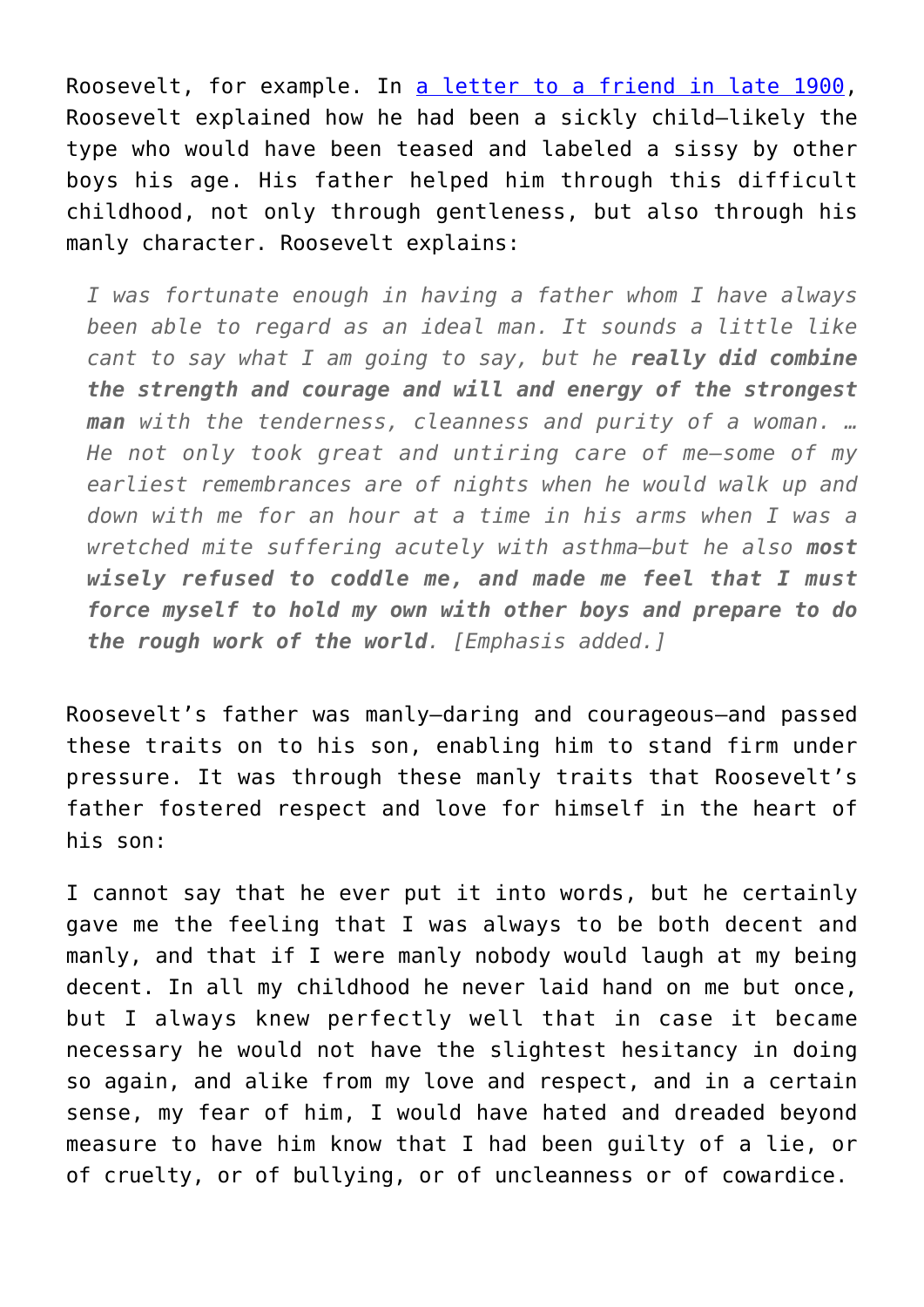Roosevelt, for example. In [a letter to a friend in late 1900](), Roosevelt explained how he had been a sickly child—likely the type who would have been teased and labeled a sissy by other boys his age. His father helped him through this difficult childhood, not only through gentleness, but also through his manly character. Roosevelt explains:

> *I was fortunate enough in having a father whom I have always been able to regard as an ideal man. It sounds a little like cant to say what I am going to say, but he* ***really did combine the strength and courage and will and energy of the strongest man*** *with the tenderness, cleanness and purity of a woman. … He not only took great and untiring care of me—some of my earliest remembrances are of nights when he would walk up and down with me for an hour at a time in his arms when I was a wretched mite suffering acutely with asthma—but he also* ***most wisely refused to coddle me, and made me feel that I must force myself to hold my own with other boys and prepare to do the rough work of the world****. [Emphasis added.]*

Roosevelt's father was manly—daring and courageous—and passed these traits on to his son, enabling him to stand firm under pressure. It was through these manly traits that Roosevelt's father fostered respect and love for himself in the heart of his son:

I cannot say that he ever put it into words, but he certainly gave me the feeling that I was always to be both decent and manly, and that if I were manly nobody would laugh at my being decent. In all my childhood he never laid hand on me but once, but I always knew perfectly well that in case it became necessary he would not have the slightest hesitancy in doing so again, and alike from my love and respect, and in a certain sense, my fear of him, I would have hated and dreaded beyond measure to have him know that I had been guilty of a lie, or of cruelty, or of bullying, or of uncleanness or of cowardice.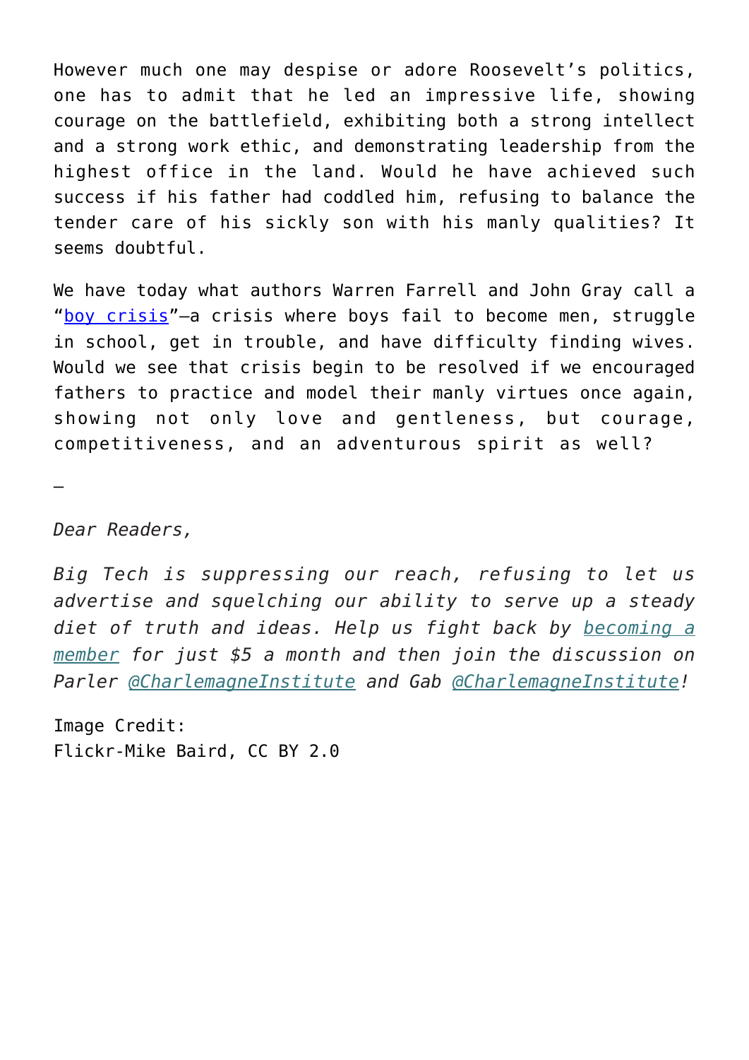However much one may despise or adore Roosevelt's politics, one has to admit that he led an impressive life, showing courage on the battlefield, exhibiting both a strong intellect and a strong work ethic, and demonstrating leadership from the highest office in the land. Would he have achieved such success if his father had coddled him, refusing to balance the tender care of his sickly son with his manly qualities? It seems doubtful.

We have today what authors Warren Farrell and John Gray call a "boy crisis"—a crisis where boys fail to become men, struggle in school, get in trouble, and have difficulty finding wives. Would we see that crisis begin to be resolved if we encouraged fathers to practice and model their manly virtues once again, showing not only love and gentleness, but courage, competitiveness, and an adventurous spirit as well?

—

*Dear Readers,*

*Big Tech is suppressing our reach, refusing to let us advertise and squelching our ability to serve up a steady diet of truth and ideas. Help us fight back by becoming a member for just $5 a month and then join the discussion on Parler @CharlemagneInstitute and Gab @CharlemagneInstitute!*

Image Credit:
Flickr-Mike Baird, CC BY 2.0